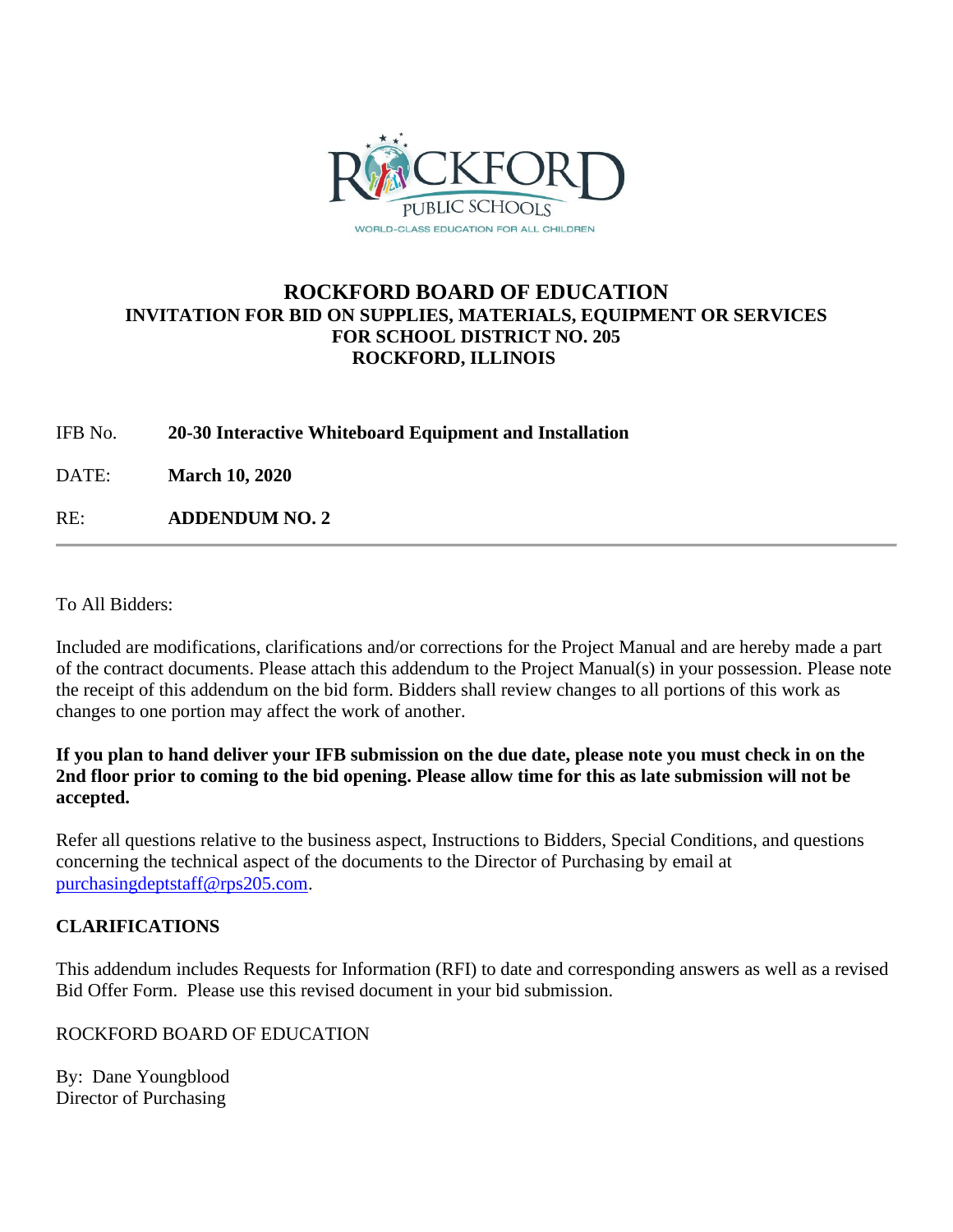# ROCKFORD BOARD OF EDUCATION

**INVITATION FOR BID ON SUPPLIES, MATERIALS, EQUIPMENT OR SERVICES**
**FOR SCHOOL DISTRICT NO. 205**
**ROCKFORD, ILLINOIS**

IFB No. **20-30 Interactive Whiteboard Equipment and Installation**

DATE: **March 10, 2020**

RE: **ADDENDUM NO. 2**

---

To All Bidders:

Included are modifications, clarifications and/or corrections for the Project Manual and are hereby made a part of the contract documents. Please attach this addendum to the Project Manual(s) in your possession. Please note the receipt of this addendum on the bid form. Bidders shall review changes to all portions of this work as changes to one portion may affect the work of another.

**If you plan to hand deliver your IFB submission on the due date, please note you must check in on the 2nd floor prior to coming to the bid opening. Please allow time for this as late submission will not be accepted.**

Refer all questions relative to the business aspect, Instructions to Bidders, Special Conditions, and questions concerning the technical aspect of the documents to the Director of Purchasing by email at purchasingdeptstaff@rps205.com.

**CLARIFICATIONS**

This addendum includes Requests for Information (RFI) to date and corresponding answers as well as a revised Bid Offer Form. Please use this revised document in your bid submission.

ROCKFORD BOARD OF EDUCATION

By: Dane Youngblood
Director of Purchasing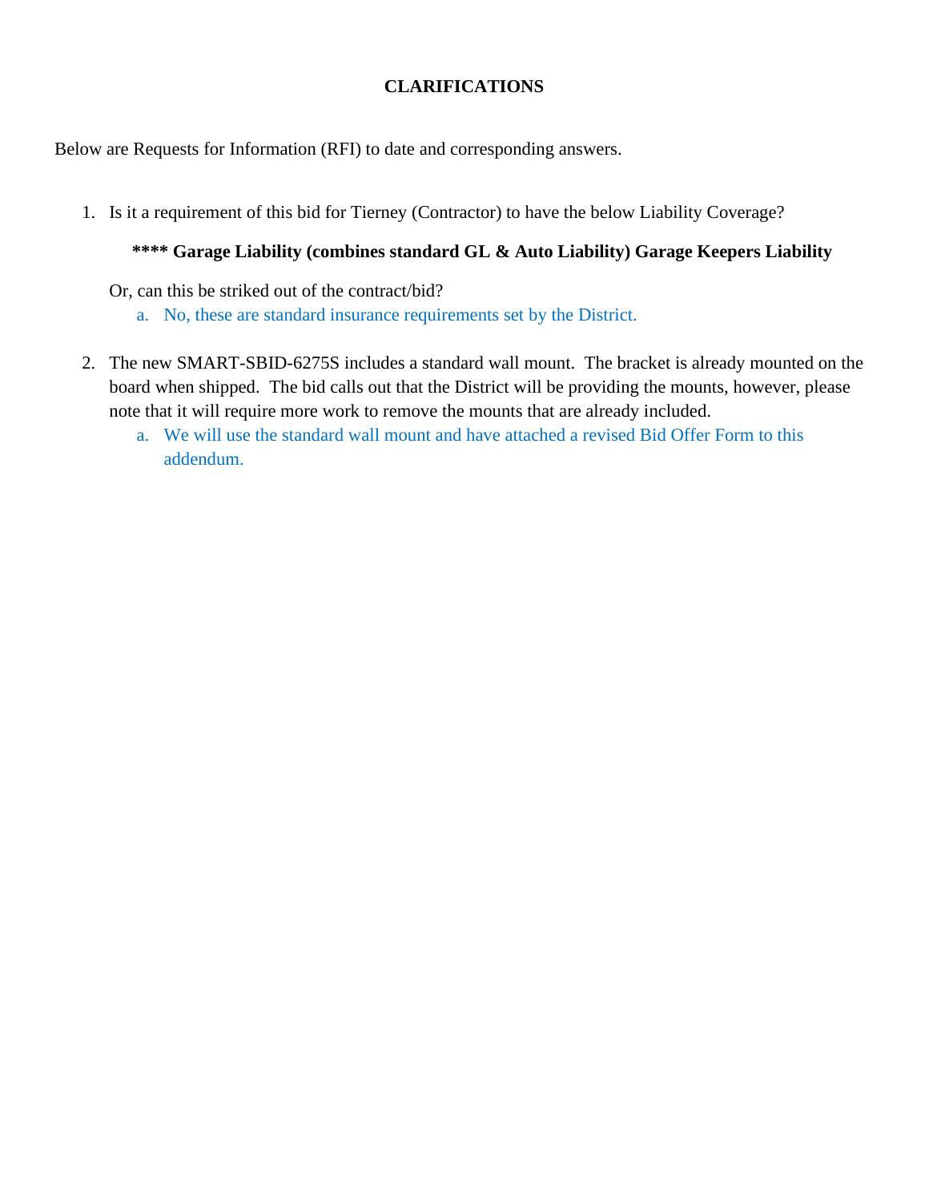**CLARIFICATIONS**

Below are Requests for Information (RFI) to date and corresponding answers.

1. Is it a requirement of this bid for Tierney (Contractor) to have the below Liability Coverage?

   **\*\*\*\* Garage Liability (combines standard GL & Auto Liability) Garage Keepers Liability**

   Or, can this be striked out of the contract/bid?

   a. No, these are standard insurance requirements set by the District.

2. The new SMART-SBID-6275S includes a standard wall mount. The bracket is already mounted on the board when shipped. The bid calls out that the District will be providing the mounts, however, please note that it will require more work to remove the mounts that are already included.

   a. We will use the standard wall mount and have attached a revised Bid Offer Form to this addendum.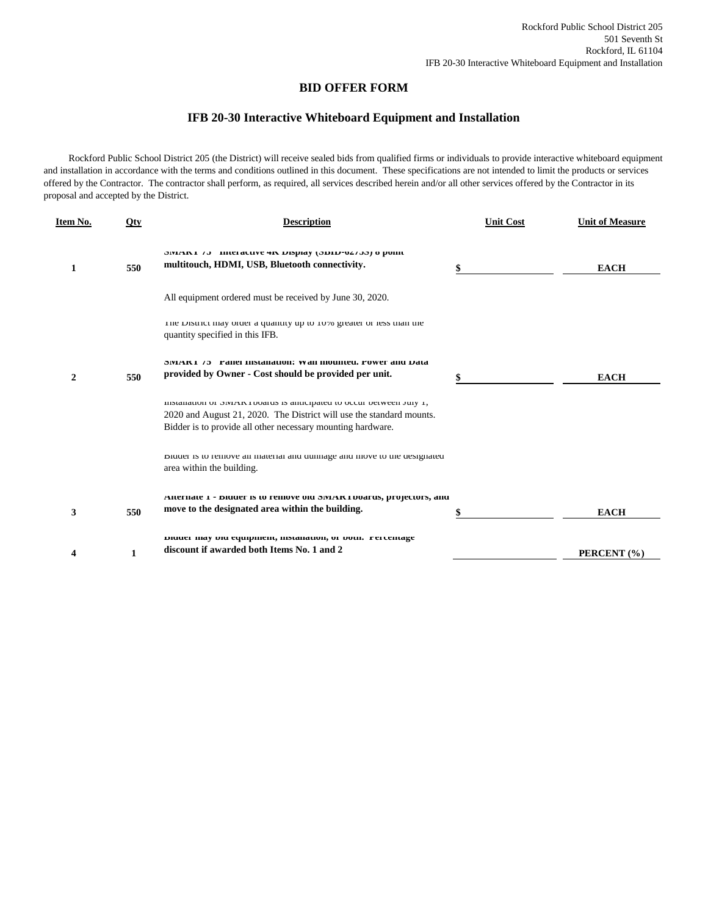Rockford Public School District 205
501 Seventh St
Rockford, IL 61104
IFB 20-30 Interactive Whiteboard Equipment and Installation

# BID OFFER FORM

## IFB 20-30 Interactive Whiteboard Equipment and Installation

Rockford Public School District 205 (the District) will receive sealed bids from qualified firms or individuals to provide interactive whiteboard equipment and installation in accordance with the terms and conditions outlined in this document. These specifications are not intended to limit the products or services offered by the Contractor. The contractor shall perform, as required, all services described herein and/or all other services offered by the Contractor in its proposal and accepted by the District.

| Item No. | Qty | Description | Unit Cost | Unit of Measure |
|---|---|---|---|---|
| 1 | 550 | **SMART 75" Interactive 4K Display (SBID-6275S) 8 point multitouch, HDMI, USB, Bluetooth connectivity.** | $ | EACH |
| | | All equipment ordered must be received by June 30, 2020. | | |
| | | The District may order a quantity up to 10% greater or less than the quantity specified in this IFB. | | |
| 2 | 550 | **SMART 75" Panel Installation: Wall mounted. Power and Data provided by Owner - Cost should be provided per unit.** | $ | EACH |
| | | Installation of SMARTboards is anticipated to occur between July 1, 2020 and August 21, 2020. The District will use the standard mounts. Bidder is to provide all other necessary mounting hardware. | | |
| | | Bidder is to remove all material and dunnage and move to the designated area within the building. | | |
| 3 | 550 | **Alternate 1 - Bidder is to remove old SMARTboards, projectors, and move to the designated area within the building.** | $ | EACH |
| 4 | 1 | **Bidder may bid equipment, installation, or both. Percentage discount if awarded both Items No. 1 and 2** | | PERCENT (%) |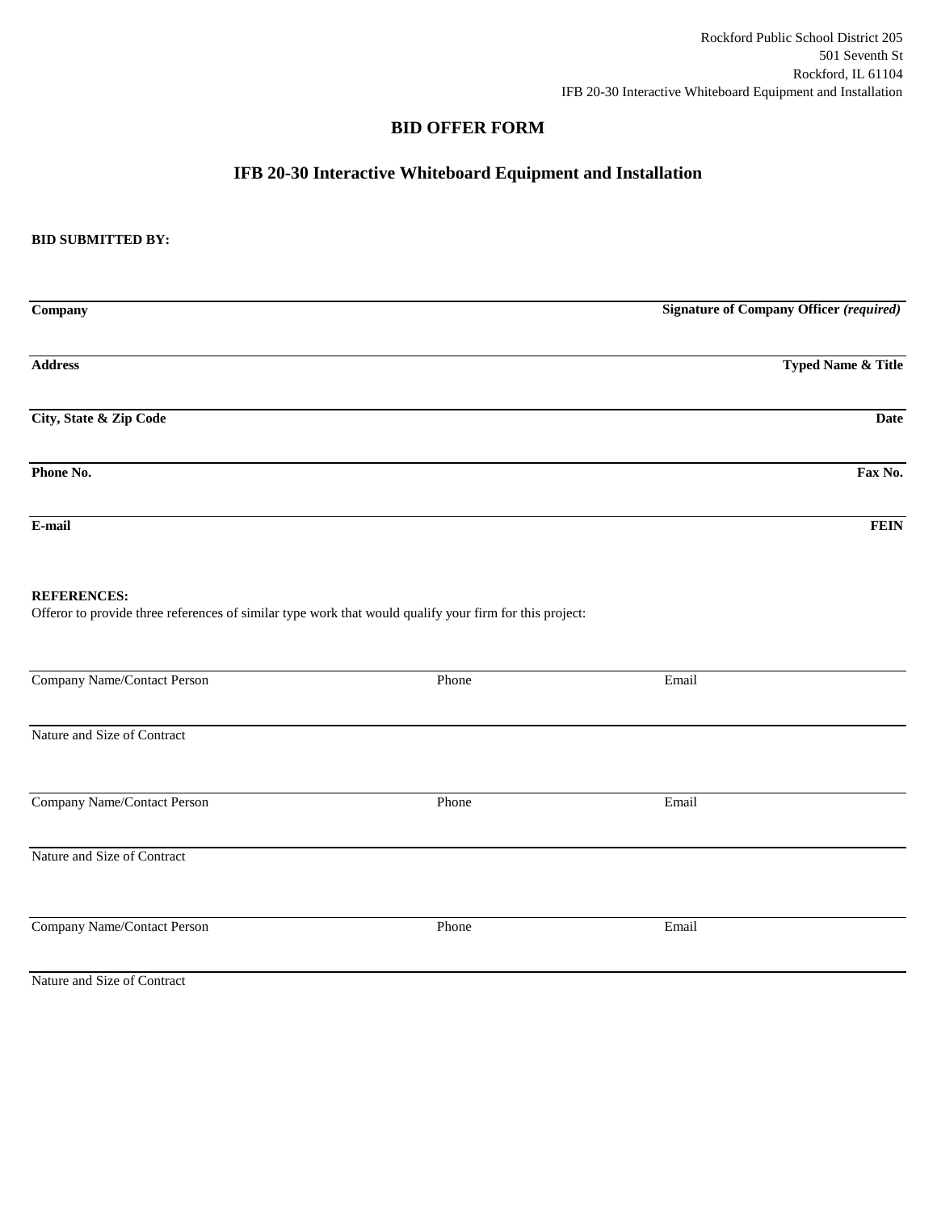Rockford Public School District 205
501 Seventh St
Rockford, IL 61104
IFB 20-30 Interactive Whiteboard Equipment and Installation

## BID OFFER FORM

## IFB 20-30 Interactive Whiteboard Equipment and Installation

**BID SUBMITTED BY:**

| | |
|---|---|
| **Company** | **Signature of Company Officer *(required)*** |
| **Address** | **Typed Name & Title** |
| **City, State & Zip Code** | **Date** |
| **Phone No.** | **Fax No.** |
| **E-mail** | **FEIN** |

**REFERENCES:**
Offeror to provide three references of similar type work that would qualify your firm for this project:

| | | |
|---|---|---|
| Company Name/Contact Person | Phone | Email |
| Nature and Size of Contract | | |
| Company Name/Contact Person | Phone | Email |
| Nature and Size of Contract | | |
| Company Name/Contact Person | Phone | Email |
| Nature and Size of Contract | | |